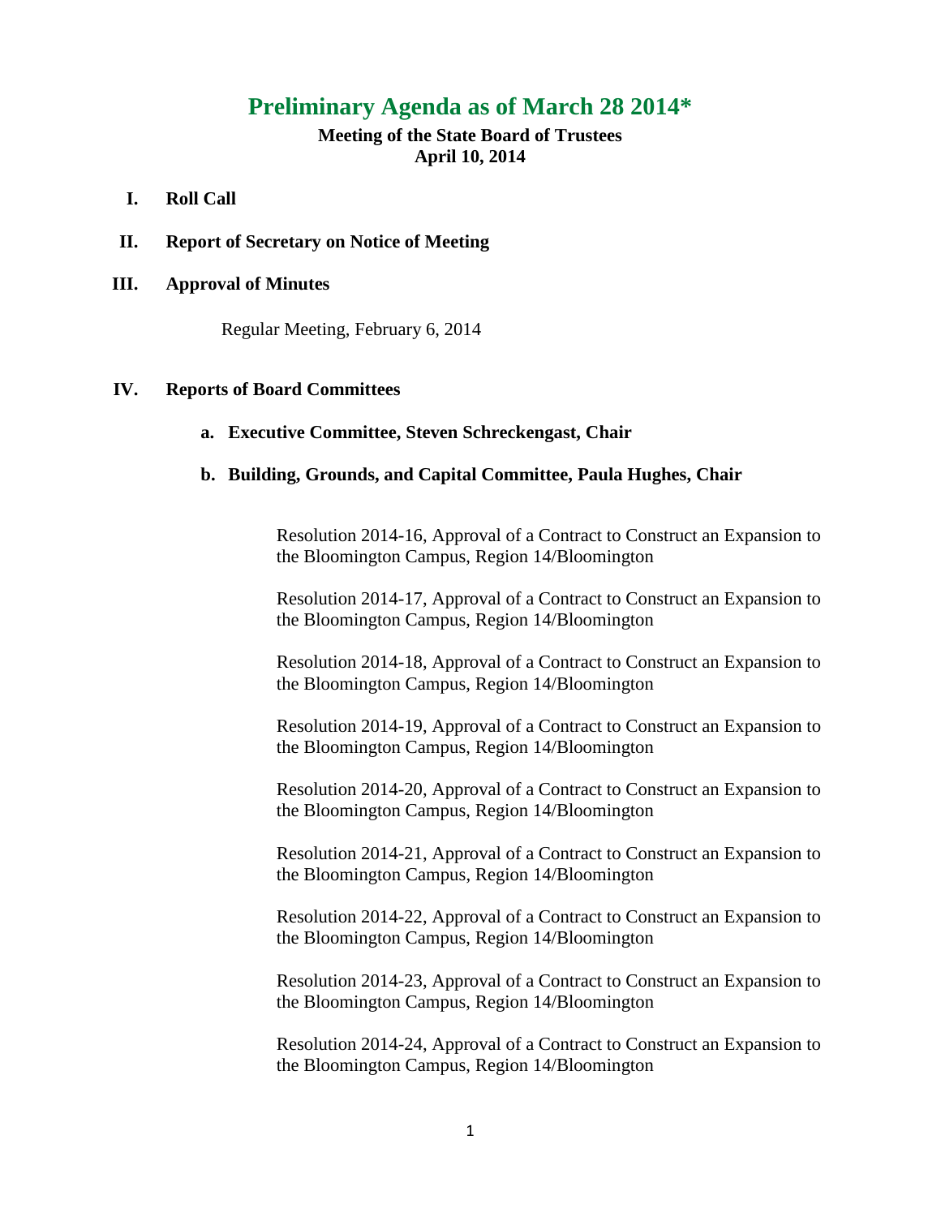# Preliminary Agenda as of March 28 2014*

**Meeting of the State Board of Trustees**
**April 10, 2014**

**I. Roll Call**

**II. Report of Secretary on Notice of Meeting**

**III. Approval of Minutes**

Regular Meeting, February 6, 2014

**IV. Reports of Board Committees**

**a. Executive Committee, Steven Schreckengast, Chair**

**b. Building, Grounds, and Capital Committee, Paula Hughes, Chair**

Resolution 2014-16, Approval of a Contract to Construct an Expansion to the Bloomington Campus, Region 14/Bloomington

Resolution 2014-17, Approval of a Contract to Construct an Expansion to the Bloomington Campus, Region 14/Bloomington

Resolution 2014-18, Approval of a Contract to Construct an Expansion to the Bloomington Campus, Region 14/Bloomington

Resolution 2014-19, Approval of a Contract to Construct an Expansion to the Bloomington Campus, Region 14/Bloomington

Resolution 2014-20, Approval of a Contract to Construct an Expansion to the Bloomington Campus, Region 14/Bloomington

Resolution 2014-21, Approval of a Contract to Construct an Expansion to the Bloomington Campus, Region 14/Bloomington

Resolution 2014-22, Approval of a Contract to Construct an Expansion to the Bloomington Campus, Region 14/Bloomington

Resolution 2014-23, Approval of a Contract to Construct an Expansion to the Bloomington Campus, Region 14/Bloomington

Resolution 2014-24, Approval of a Contract to Construct an Expansion to the Bloomington Campus, Region 14/Bloomington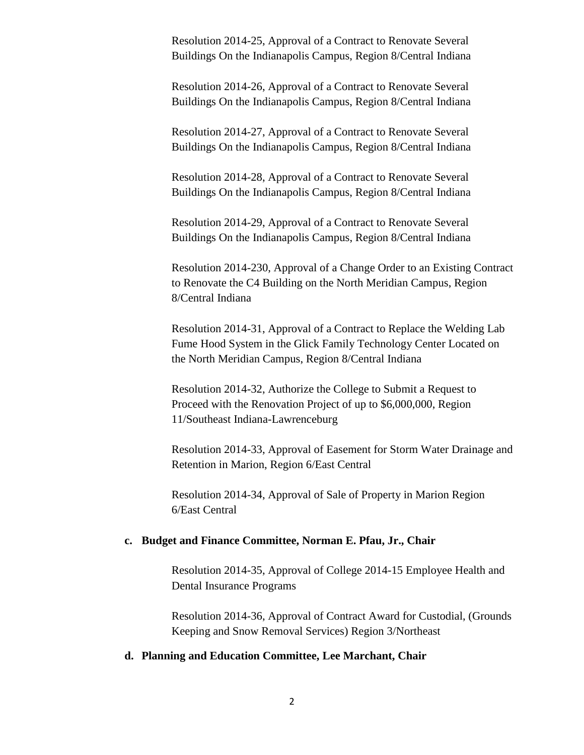Resolution 2014-25, Approval of a Contract to Renovate Several Buildings On the Indianapolis Campus, Region 8/Central Indiana

Resolution 2014-26, Approval of a Contract to Renovate Several Buildings On the Indianapolis Campus, Region 8/Central Indiana

Resolution 2014-27, Approval of a Contract to Renovate Several Buildings On the Indianapolis Campus, Region 8/Central Indiana

Resolution 2014-28, Approval of a Contract to Renovate Several Buildings On the Indianapolis Campus, Region 8/Central Indiana

Resolution 2014-29, Approval of a Contract to Renovate Several Buildings On the Indianapolis Campus, Region 8/Central Indiana

Resolution 2014-230, Approval of a Change Order to an Existing Contract to Renovate the C4 Building on the North Meridian Campus, Region 8/Central Indiana

Resolution 2014-31, Approval of a Contract to Replace the Welding Lab Fume Hood System in the Glick Family Technology Center Located on the North Meridian Campus, Region 8/Central Indiana

Resolution 2014-32, Authorize the College to Submit a Request to Proceed with the Renovation Project of up to $6,000,000, Region 11/Southeast Indiana-Lawrenceburg

Resolution 2014-33, Approval of Easement for Storm Water Drainage and Retention in Marion, Region 6/East Central

Resolution 2014-34, Approval of Sale of Property in Marion Region 6/East Central

**c. Budget and Finance Committee, Norman E. Pfau, Jr., Chair**

Resolution 2014-35, Approval of College 2014-15 Employee Health and Dental Insurance Programs

Resolution 2014-36, Approval of Contract Award for Custodial, (Grounds Keeping and Snow Removal Services) Region 3/Northeast

**d. Planning and Education Committee, Lee Marchant, Chair**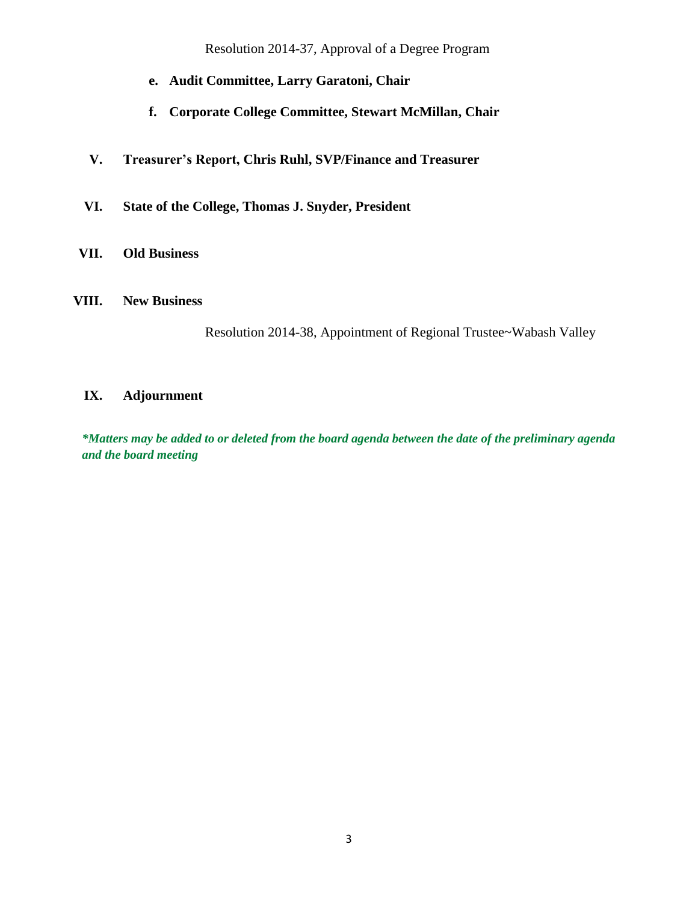Resolution 2014-37, Approval of a Degree Program

- **e. Audit Committee, Larry Garatoni, Chair**
- **f. Corporate College Committee, Stewart McMillan, Chair**

**V. Treasurer's Report, Chris Ruhl, SVP/Finance and Treasurer**

**VI. State of the College, Thomas J. Snyder, President**

**VII. Old Business**

**VIII. New Business**

Resolution 2014-38, Appointment of Regional Trustee~Wabash Valley

**IX. Adjournment**

***Matters may be added to or deleted from the board agenda between the date of the preliminary agenda and the board meeting***